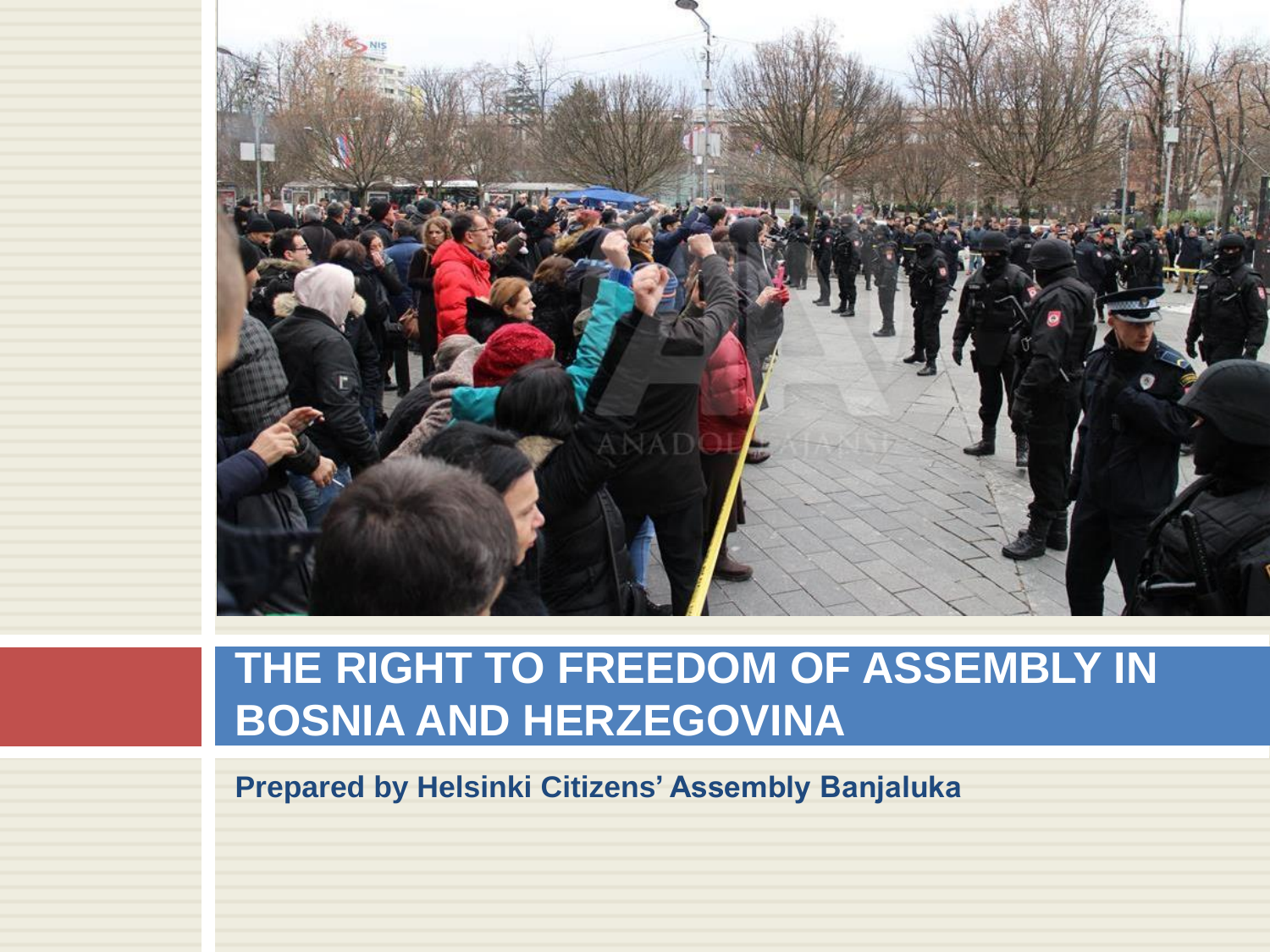# THE RIGHT TO FREEDOM OF ASSEMBLY IN BOSNIA AND HERZEGOVINA

**Prepared by Helsinki Citizens' Assembly Banjaluka**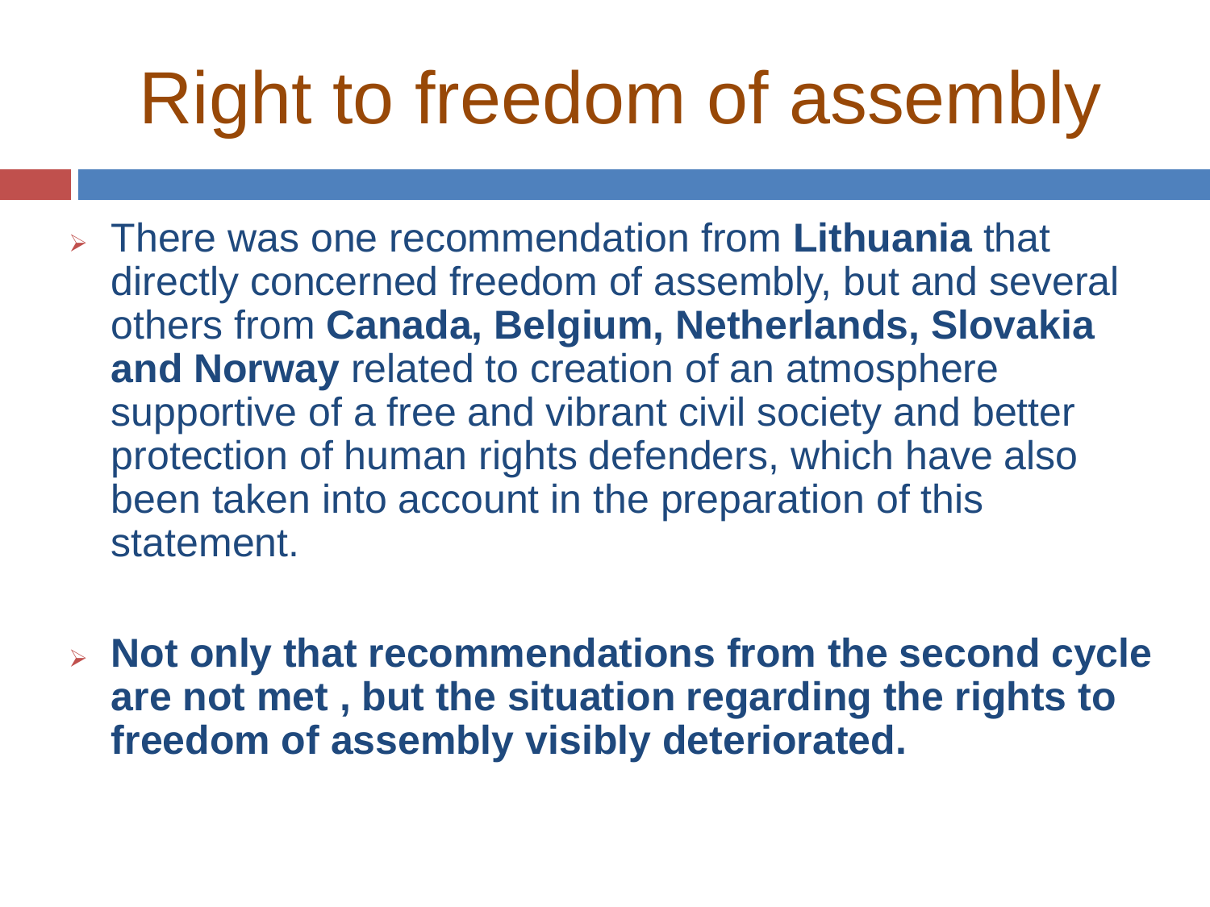# Right to freedom of assembly

- There was one recommendation from **Lithuania** that directly concerned freedom of assembly, but and several others from **Canada, Belgium, Netherlands, Slovakia and Norway** related to creation of an atmosphere supportive of a free and vibrant civil society and better protection of human rights defenders, which have also been taken into account in the preparation of this statement.

- **Not only that recommendations from the second cycle are not met , but the situation regarding the rights to freedom of assembly visibly deteriorated.**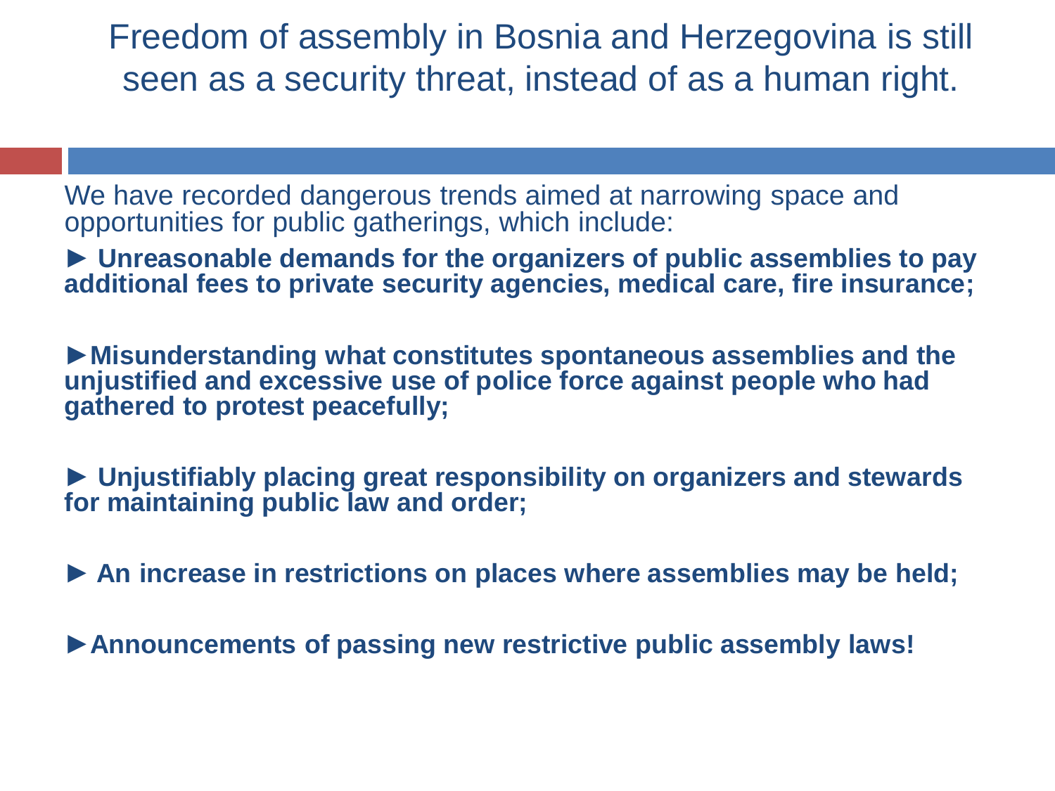# Freedom of assembly in Bosnia and Herzegovina is still seen as a security threat, instead of as a human right.

We have recorded dangerous trends aimed at narrowing space and opportunities for public gatherings, which include:

► **Unreasonable demands for the organizers of public assemblies to pay additional fees to private security agencies, medical care, fire insurance;**

►**Misunderstanding what constitutes spontaneous assemblies and the unjustified and excessive use of police force against people who had gathered to protest peacefully;**

► **Unjustifiably placing great responsibility on organizers and stewards for maintaining public law and order;**

► **An increase in restrictions on places where assemblies may be held;**

►**Announcements of passing new restrictive public assembly laws!**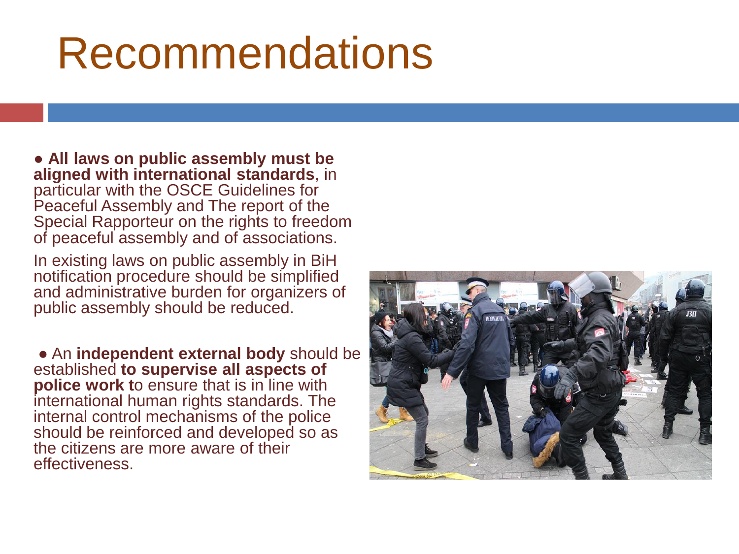# Recommendations

- **All laws on public assembly must be aligned with international standards**, in particular with the OSCE Guidelines for Peaceful Assembly and The report of the Special Rapporteur on the rights to freedom of peaceful assembly and of associations.

In existing laws on public assembly in BiH notification procedure should be simplified and administrative burden for organizers of public assembly should be reduced.

- An **independent external body** should be established **to supervise all aspects of police work t**o ensure that is in line with international human rights standards. The internal control mechanisms of the police should be reinforced and developed so as the citizens are more aware of their effectiveness.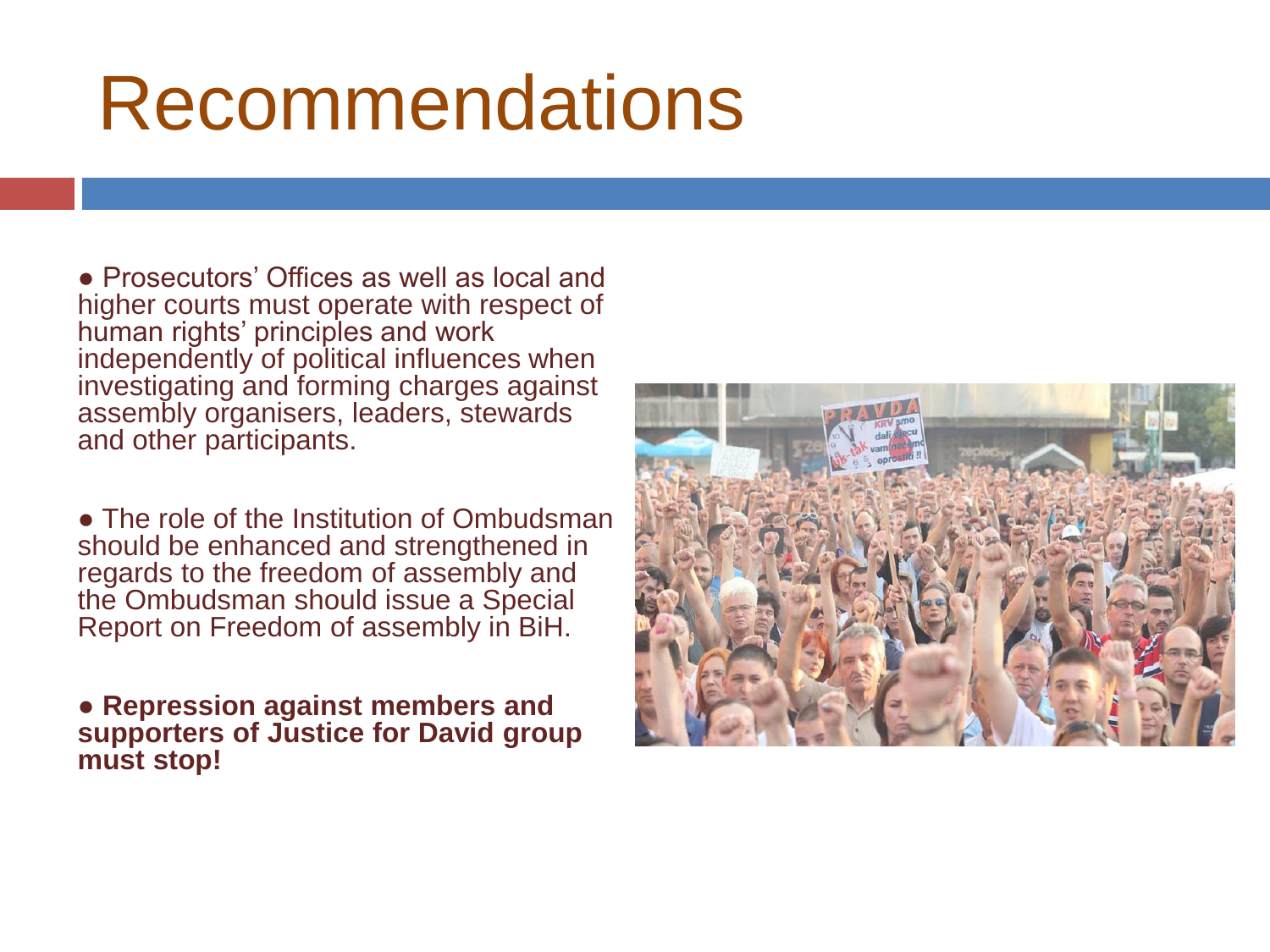# Recommendations

- Prosecutors' Offices as well as local and higher courts must operate with respect of human rights' principles and work independently of political influences when investigating and forming charges against assembly organisers, leaders, stewards and other participants.

- The role of the Institution of Ombudsman should be enhanced and strengthened in regards to the freedom of assembly and the Ombudsman should issue a Special Report on Freedom of assembly in BiH.

- **Repression against members and supporters of Justice for David group must stop!**